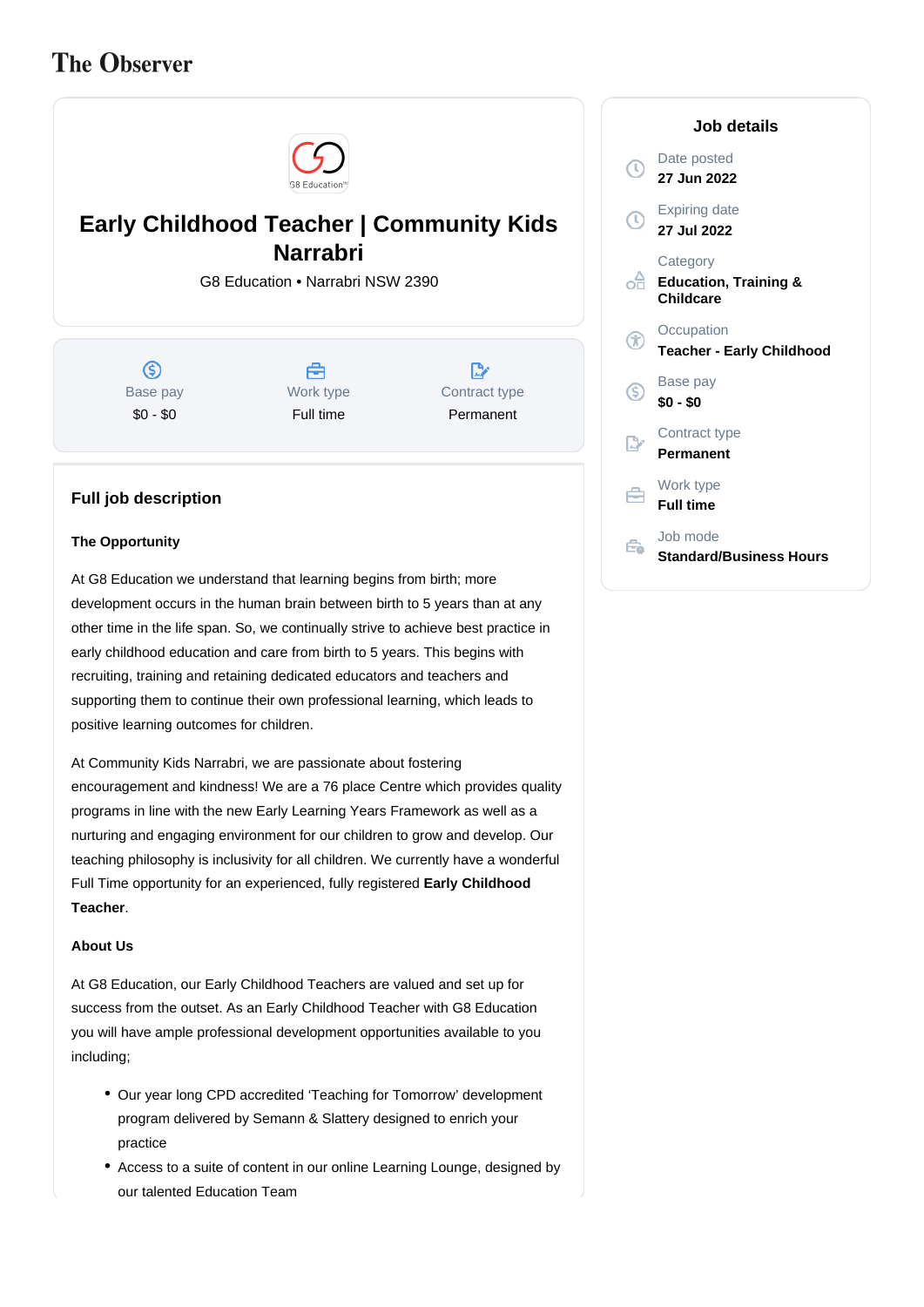The Observer

# Early Childhood Teacher | Community Kids Narrabri

G8 Education • Narrabri NSW 2390

| Base pay | Work type | Contract type |
| --- | --- | --- |
| $0 - $0 | Full time | Permanent |

## Job details

Date posted
**27 Jun 2022**

Expiring date
**27 Jul 2022**

Category
**Education, Training & Childcare**

Occupation
**Teacher - Early Childhood**

Base pay
**$0 - $0**

Contract type
**Permanent**

Work type
**Full time**

Job mode
**Standard/Business Hours**

## Full job description

**The Opportunity**

At G8 Education we understand that learning begins from birth; more development occurs in the human brain between birth to 5 years than at any other time in the life span. So, we continually strive to achieve best practice in early childhood education and care from birth to 5 years. This begins with recruiting, training and retaining dedicated educators and teachers and supporting them to continue their own professional learning, which leads to positive learning outcomes for children.

At Community Kids Narrabri, we are passionate about fostering encouragement and kindness! We are a 76 place Centre which provides quality programs in line with the new Early Learning Years Framework as well as a nurturing and engaging environment for our children to grow and develop. Our teaching philosophy is inclusivity for all children. We currently have a wonderful Full Time opportunity for an experienced, fully registered **Early Childhood Teacher**.

**About Us**

At G8 Education, our Early Childhood Teachers are valued and set up for success from the outset. As an Early Childhood Teacher with G8 Education you will have ample professional development opportunities available to you including;

- Our year long CPD accredited 'Teaching for Tomorrow' development program delivered by Semann & Slattery designed to enrich your practice
- Access to a suite of content in our online Learning Lounge, designed by our talented Education Team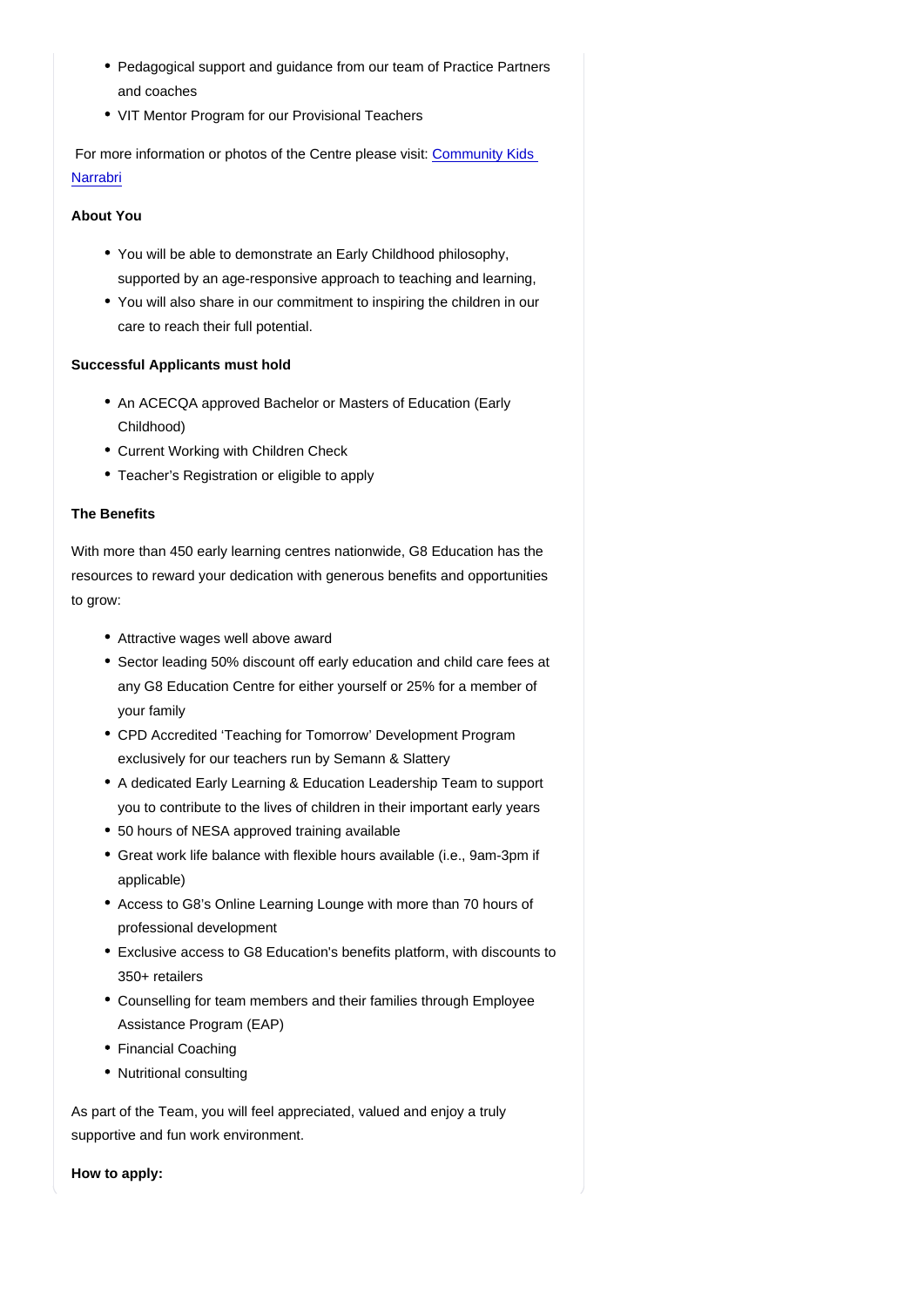- Pedagogical support and guidance from our team of Practice Partners and coaches
- VIT Mentor Program for our Provisional Teachers

For more information or photos of the Centre please visit: [Community Kids Narrabri]()

**About You**

- You will be able to demonstrate an Early Childhood philosophy, supported by an age-responsive approach to teaching and learning,
- You will also share in our commitment to inspiring the children in our care to reach their full potential.

**Successful Applicants must hold**

- An ACECQA approved Bachelor or Masters of Education (Early Childhood)
- Current Working with Children Check
- Teacher's Registration or eligible to apply

**The Benefits**

With more than 450 early learning centres nationwide, G8 Education has the resources to reward your dedication with generous benefits and opportunities to grow:

- Attractive wages well above award
- Sector leading 50% discount off early education and child care fees at any G8 Education Centre for either yourself or 25% for a member of your family
- CPD Accredited 'Teaching for Tomorrow' Development Program exclusively for our teachers run by Semann & Slattery
- A dedicated Early Learning & Education Leadership Team to support you to contribute to the lives of children in their important early years
- 50 hours of NESA approved training available
- Great work life balance with flexible hours available (i.e., 9am-3pm if applicable)
- Access to G8's Online Learning Lounge with more than 70 hours of professional development
- Exclusive access to G8 Education's benefits platform, with discounts to 350+ retailers
- Counselling for team members and their families through Employee Assistance Program (EAP)
- Financial Coaching
- Nutritional consulting

As part of the Team, you will feel appreciated, valued and enjoy a truly supportive and fun work environment.

**How to apply:**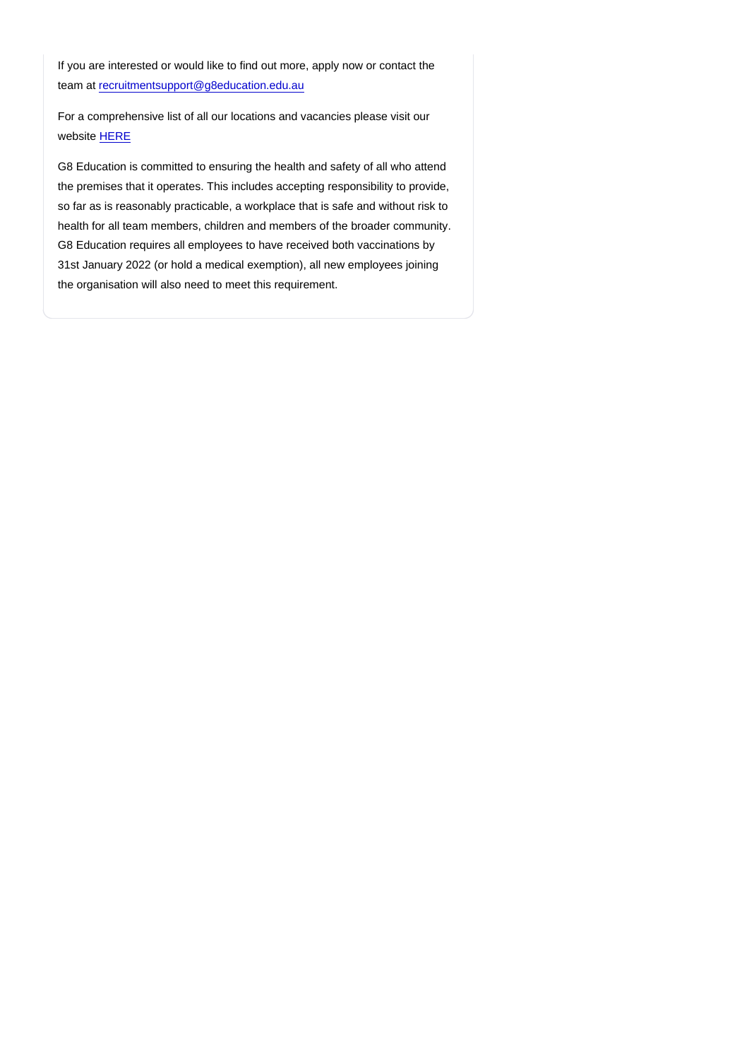If you are interested or would like to find out more, apply now or contact the team at recruitmentsupport@g8education.edu.au

For a comprehensive list of all our locations and vacancies please visit our website HERE

G8 Education is committed to ensuring the health and safety of all who attend the premises that it operates. This includes accepting responsibility to provide, so far as is reasonably practicable, a workplace that is safe and without risk to health for all team members, children and members of the broader community. G8 Education requires all employees to have received both vaccinations by 31st January 2022 (or hold a medical exemption), all new employees joining the organisation will also need to meet this requirement.